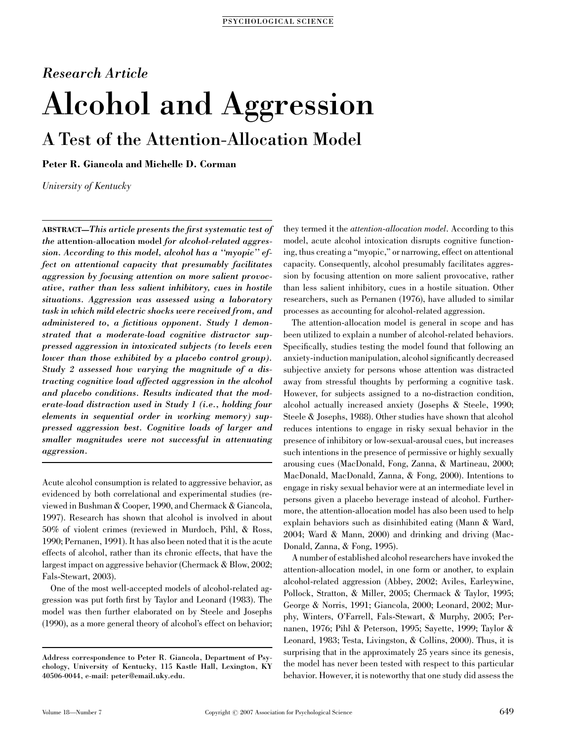*Research Article*

# Alcohol and Aggression

## A Test of the Attention-Allocation Model

**Peter R. Giancola and Michelle D. Corman**

*University of Kentucky*

**ABSTRACT**—*This article presents the first systematic test of the* attention-allocation model *for alcohol-related aggression. According to this model, alcohol has a "myopic" effect on attentional capacity that presumably facilitates aggression by focusing attention on more salient provocative, rather than less salient inhibitory, cues in hostile situations. Aggression was assessed using a laboratory task in which mild electric shocks were received from, and administered to, a fictitious opponent. Study 1 demonstrated that a moderate-load cognitive distractor suppressed aggression in intoxicated subjects (to levels even lower than those exhibited by a placebo control group). Study 2 assessed how varying the magnitude of a distracting cognitive load affected aggression in the alcohol and placebo conditions. Results indicated that the moderate-load distraction used in Study 1 (i.e., holding four elements in sequential order in working memory) suppressed aggression best. Cognitive loads of larger and smaller magnitudes were not successful in attenuating aggression.*

Acute alcohol consumption is related to aggressive behavior, as evidenced by both correlational and experimental studies (reviewed in Bushman & Cooper, 1990, and Chermack & Giancola, 1997). Research has shown that alcohol is involved in about 50% of violent crimes (reviewed in Murdoch, Pihl, & Ross, 1990; Pernanen, 1991). It has also been noted that it is the acute effects of alcohol, rather than its chronic effects, that have the largest impact on aggressive behavior (Chermack & Blow, 2002; Fals-Stewart, 2003).

One of the most well-accepted models of alcohol-related aggression was put forth first by Taylor and Leonard (1983). The model was then further elaborated on by Steele and Josephs (1990), as a more general theory of alcohol's effect on behavior; they termed it the *attention-allocation model*. According to this model, acute alcohol intoxication disrupts cognitive functioning, thus creating a "myopic," or narrowing, effect on attentional capacity. Consequently, alcohol presumably facilitates aggression by focusing attention on more salient provocative, rather than less salient inhibitory, cues in a hostile situation. Other researchers, such as Pernanen (1976), have alluded to similar processes as accounting for alcohol-related aggression.

The attention-allocation model is general in scope and has been utilized to explain a number of alcohol-related behaviors. Specifically, studies testing the model found that following an anxiety-induction manipulation, alcohol significantly decreased subjective anxiety for persons whose attention was distracted away from stressful thoughts by performing a cognitive task. However, for subjects assigned to a no-distraction condition, alcohol actually increased anxiety (Josephs & Steele, 1990; Steele & Josephs, 1988). Other studies have shown that alcohol reduces intentions to engage in risky sexual behavior in the presence of inhibitory or low-sexual-arousal cues, but increases such intentions in the presence of permissive or highly sexually arousing cues (MacDonald, Fong, Zanna, & Martineau, 2000; MacDonald, MacDonald, Zanna, & Fong, 2000). Intentions to engage in risky sexual behavior were at an intermediate level in persons given a placebo beverage instead of alcohol. Furthermore, the attention-allocation model has also been used to help explain behaviors such as disinhibited eating (Mann & Ward, 2004; Ward & Mann, 2000) and drinking and driving (MacDonald, Zanna, & Fong, 1995).

A number of established alcohol researchers have invoked the attention-allocation model, in one form or another, to explain alcohol-related aggression (Abbey, 2002; Aviles, Earleywine, Pollock, Stratton, & Miller, 2005; Chermack & Taylor, 1995; George & Norris, 1991; Giancola, 2000; Leonard, 2002; Murphy, Winters, O'Farrell, Fals-Stewart, & Murphy, 2005; Pernanen, 1976; Pihl & Peterson, 1995; Sayette, 1999; Taylor & Leonard, 1983; Testa, Livingston, & Collins, 2000). Thus, it is surprising that in the approximately 25 years since its genesis, the model has never been tested with respect to this particular behavior. However, it is noteworthy that one study did assess the

---

**Address correspondence to Peter R. Giancola, Department of Psychology, University of Kentucky, 115 Kastle Hall, Lexington, KY 40506-0044, e-mail: peter@email.uky.edu.**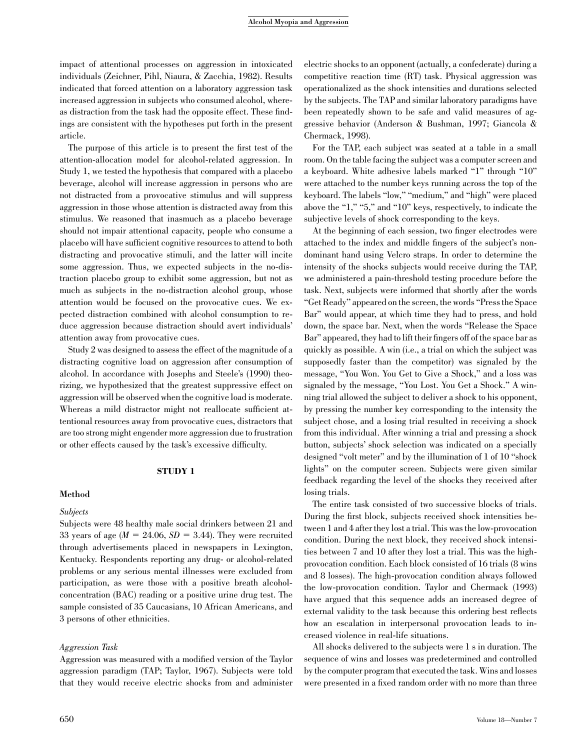impact of attentional processes on aggression in intoxicated individuals (Zeichner, Pihl, Niaura, & Zacchia, 1982). Results indicated that forced attention on a laboratory aggression task increased aggression in subjects who consumed alcohol, whereas distraction from the task had the opposite effect. These findings are consistent with the hypotheses put forth in the present article.

The purpose of this article is to present the first test of the attention-allocation model for alcohol-related aggression. In Study 1, we tested the hypothesis that compared with a placebo beverage, alcohol will increase aggression in persons who are not distracted from a provocative stimulus and will suppress aggression in those whose attention is distracted away from this stimulus. We reasoned that inasmuch as a placebo beverage should not impair attentional capacity, people who consume a placebo will have sufficient cognitive resources to attend to both distracting and provocative stimuli, and the latter will incite some aggression. Thus, we expected subjects in the no-distraction placebo group to exhibit some aggression, but not as much as subjects in the no-distraction alcohol group, whose attention would be focused on the provocative cues. We expected distraction combined with alcohol consumption to reduce aggression because distraction should avert individuals' attention away from provocative cues.

Study 2 was designed to assess the effect of the magnitude of a distracting cognitive load on aggression after consumption of alcohol. In accordance with Josephs and Steele's (1990) theorizing, we hypothesized that the greatest suppressive effect on aggression will be observed when the cognitive load is moderate. Whereas a mild distractor might not reallocate sufficient attentional resources away from provocative cues, distractors that are too strong might engender more aggression due to frustration or other effects caused by the task's excessive difficulty.

## STUDY 1

### Method

#### *Subjects*

Subjects were 48 healthy male social drinkers between 21 and 33 years of age ($M = 24.06$, $SD = 3.44$). They were recruited through advertisements placed in newspapers in Lexington, Kentucky. Respondents reporting any drug- or alcohol-related problems or any serious mental illnesses were excluded from participation, as were those with a positive breath alcohol-concentration (BAC) reading or a positive urine drug test. The sample consisted of 35 Caucasians, 10 African Americans, and 3 persons of other ethnicities.

#### *Aggression Task*

Aggression was measured with a modified version of the Taylor aggression paradigm (TAP; Taylor, 1967). Subjects were told that they would receive electric shocks from and administer electric shocks to an opponent (actually, a confederate) during a competitive reaction time (RT) task. Physical aggression was operationalized as the shock intensities and durations selected by the subjects. The TAP and similar laboratory paradigms have been repeatedly shown to be safe and valid measures of aggressive behavior (Anderson & Bushman, 1997; Giancola & Chermack, 1998).

For the TAP, each subject was seated at a table in a small room. On the table facing the subject was a computer screen and a keyboard. White adhesive labels marked "1" through "10" were attached to the number keys running across the top of the keyboard. The labels "low," "medium," and "high" were placed above the "1," "5," and "10" keys, respectively, to indicate the subjective levels of shock corresponding to the keys.

At the beginning of each session, two finger electrodes were attached to the index and middle fingers of the subject's nondominant hand using Velcro straps. In order to determine the intensity of the shocks subjects would receive during the TAP, we administered a pain-threshold testing procedure before the task. Next, subjects were informed that shortly after the words "Get Ready" appeared on the screen, the words "Press the Space Bar" would appear, at which time they had to press, and hold down, the space bar. Next, when the words "Release the Space Bar" appeared, they had to lift their fingers off of the space bar as quickly as possible. A win (i.e., a trial on which the subject was supposedly faster than the competitor) was signaled by the message, "You Won. You Get to Give a Shock," and a loss was signaled by the message, "You Lost. You Get a Shock." A winning trial allowed the subject to deliver a shock to his opponent, by pressing the number key corresponding to the intensity the subject chose, and a losing trial resulted in receiving a shock from this individual. After winning a trial and pressing a shock button, subjects' shock selection was indicated on a specially designed "volt meter" and by the illumination of 1 of 10 "shock lights" on the computer screen. Subjects were given similar feedback regarding the level of the shocks they received after losing trials.

The entire task consisted of two successive blocks of trials. During the first block, subjects received shock intensities between 1 and 4 after they lost a trial. This was the low-provocation condition. During the next block, they received shock intensities between 7 and 10 after they lost a trial. This was the high-provocation condition. Each block consisted of 16 trials (8 wins and 8 losses). The high-provocation condition always followed the low-provocation condition. Taylor and Chermack (1993) have argued that this sequence adds an increased degree of external validity to the task because this ordering best reflects how an escalation in interpersonal provocation leads to increased violence in real-life situations.

All shocks delivered to the subjects were 1 s in duration. The sequence of wins and losses was predetermined and controlled by the computer program that executed the task. Wins and losses were presented in a fixed random order with no more than three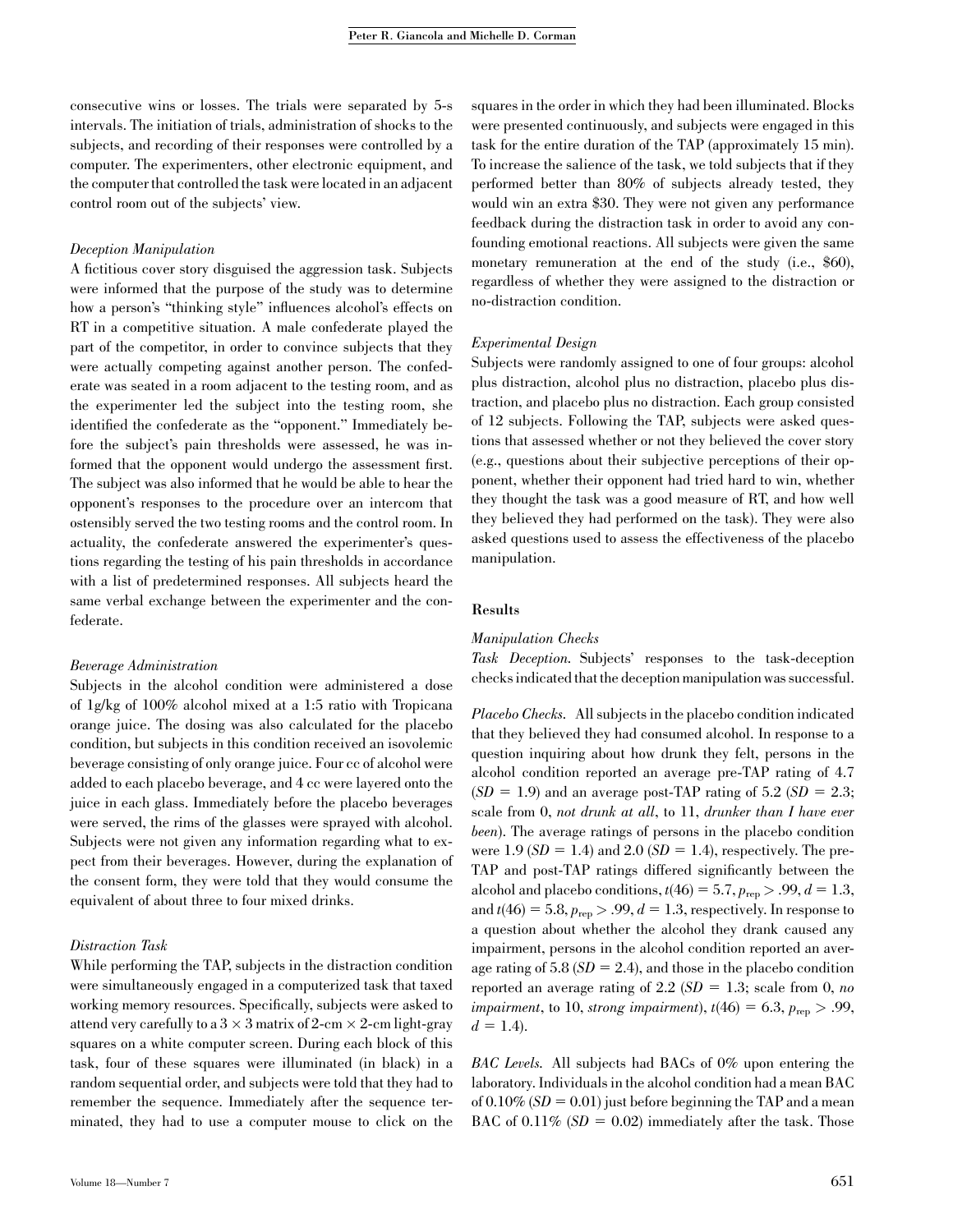consecutive wins or losses. The trials were separated by 5-s intervals. The initiation of trials, administration of shocks to the subjects, and recording of their responses were controlled by a computer. The experimenters, other electronic equipment, and the computer that controlled the task were located in an adjacent control room out of the subjects' view.

### *Deception Manipulation*

A fictitious cover story disguised the aggression task. Subjects were informed that the purpose of the study was to determine how a person's "thinking style" influences alcohol's effects on RT in a competitive situation. A male confederate played the part of the competitor, in order to convince subjects that they were actually competing against another person. The confederate was seated in a room adjacent to the testing room, and as the experimenter led the subject into the testing room, she identified the confederate as the "opponent." Immediately before the subject's pain thresholds were assessed, he was informed that the opponent would undergo the assessment first. The subject was also informed that he would be able to hear the opponent's responses to the procedure over an intercom that ostensibly served the two testing rooms and the control room. In actuality, the confederate answered the experimenter's questions regarding the testing of his pain thresholds in accordance with a list of predetermined responses. All subjects heard the same verbal exchange between the experimenter and the confederate.

### *Beverage Administration*

Subjects in the alcohol condition were administered a dose of 1g/kg of 100% alcohol mixed at a 1:5 ratio with Tropicana orange juice. The dosing was also calculated for the placebo condition, but subjects in this condition received an isovolemic beverage consisting of only orange juice. Four cc of alcohol were added to each placebo beverage, and 4 cc were layered onto the juice in each glass. Immediately before the placebo beverages were served, the rims of the glasses were sprayed with alcohol. Subjects were not given any information regarding what to expect from their beverages. However, during the explanation of the consent form, they were told that they would consume the equivalent of about three to four mixed drinks.

### *Distraction Task*

While performing the TAP, subjects in the distraction condition were simultaneously engaged in a computerized task that taxed working memory resources. Specifically, subjects were asked to attend very carefully to a 3 × 3 matrix of 2-cm × 2-cm light-gray squares on a white computer screen. During each block of this task, four of these squares were illuminated (in black) in a random sequential order, and subjects were told that they had to remember the sequence. Immediately after the sequence terminated, they had to use a computer mouse to click on the squares in the order in which they had been illuminated. Blocks were presented continuously, and subjects were engaged in this task for the entire duration of the TAP (approximately 15 min). To increase the salience of the task, we told subjects that if they performed better than 80% of subjects already tested, they would win an extra $30. They were not given any performance feedback during the distraction task in order to avoid any confounding emotional reactions. All subjects were given the same monetary remuneration at the end of the study (i.e., $60), regardless of whether they were assigned to the distraction or no-distraction condition.

### *Experimental Design*

Subjects were randomly assigned to one of four groups: alcohol plus distraction, alcohol plus no distraction, placebo plus distraction, and placebo plus no distraction. Each group consisted of 12 subjects. Following the TAP, subjects were asked questions that assessed whether or not they believed the cover story (e.g., questions about their subjective perceptions of their opponent, whether their opponent had tried hard to win, whether they thought the task was a good measure of RT, and how well they believed they had performed on the task). They were also asked questions used to assess the effectiveness of the placebo manipulation.

## Results

### *Manipulation Checks*

*Task Deception.* Subjects' responses to the task-deception checks indicated that the deception manipulation was successful.

*Placebo Checks.* All subjects in the placebo condition indicated that they believed they had consumed alcohol. In response to a question inquiring about how drunk they felt, persons in the alcohol condition reported an average pre-TAP rating of 4.7 ($SD$ = 1.9) and an average post-TAP rating of 5.2 ($SD$ = 2.3; scale from 0, *not drunk at all*, to 11, *drunker than I have ever been*). The average ratings of persons in the placebo condition were 1.9 ($SD$ = 1.4) and 2.0 ($SD$ = 1.4), respectively. The pre-TAP and post-TAP ratings differed significantly between the alcohol and placebo conditions, $t(46) = 5.7$, $p_{rep} > .99$, $d = 1.3$, and $t(46) = 5.8$, $p_{rep} > .99$, $d = 1.3$, respectively. In response to a question about whether the alcohol they drank caused any impairment, persons in the alcohol condition reported an average rating of 5.8 ($SD$ = 2.4), and those in the placebo condition reported an average rating of 2.2 ($SD$ = 1.3; scale from 0, *no impairment*, to 10, *strong impairment*), $t(46) = 6.3$, $p_{rep} > .99$, $d = 1.4$).

*BAC Levels.* All subjects had BACs of 0% upon entering the laboratory. Individuals in the alcohol condition had a mean BAC of 0.10% ($SD$ = 0.01) just before beginning the TAP and a mean BAC of 0.11% ($SD$ = 0.02) immediately after the task. Those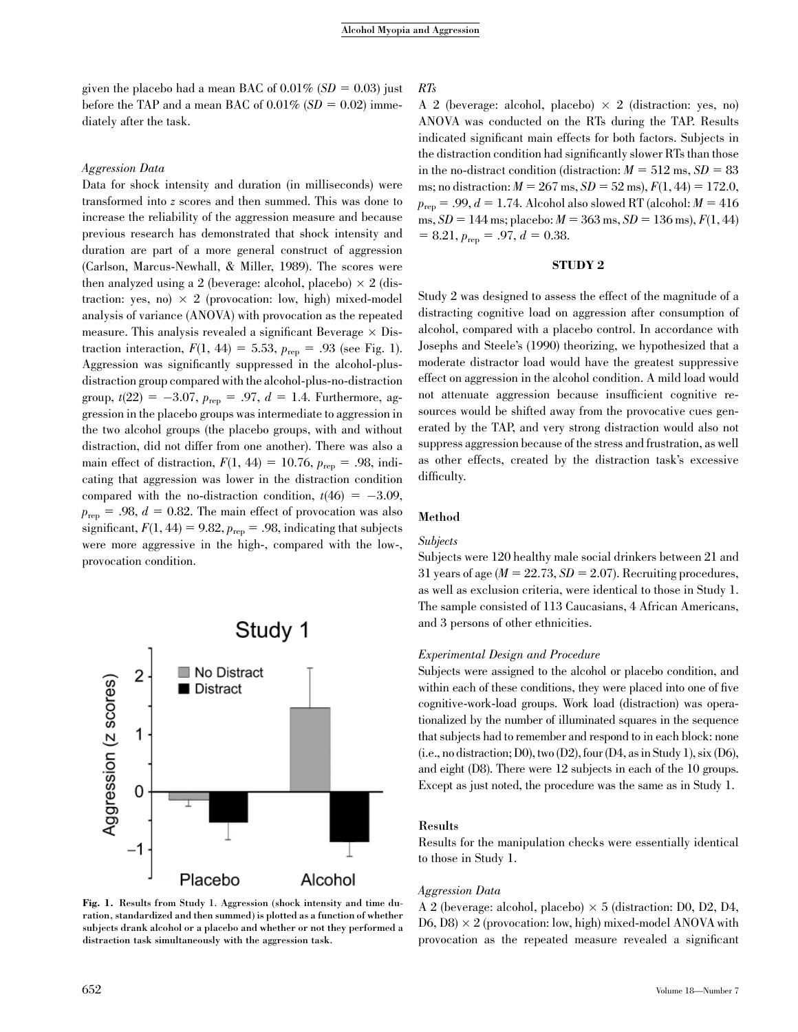given the placebo had a mean BAC of 0.01% ($SD$ = 0.03) just before the TAP and a mean BAC of 0.01% ($SD$ = 0.02) immediately after the task.

*Aggression Data*

Data for shock intensity and duration (in milliseconds) were transformed into $z$ scores and then summed. This was done to increase the reliability of the aggression measure and because previous research has demonstrated that shock intensity and duration are part of a more general construct of aggression (Carlson, Marcus-Newhall, & Miller, 1989). The scores were then analyzed using a 2 (beverage: alcohol, placebo) × 2 (distraction: yes, no) × 2 (provocation: low, high) mixed-model analysis of variance (ANOVA) with provocation as the repeated measure. This analysis revealed a significant Beverage × Distraction interaction, $F(1, 44) = 5.53$, $p_{rep} = .93$ (see Fig. 1). Aggression was significantly suppressed in the alcohol-plus-distraction group compared with the alcohol-plus-no-distraction group, $t(22) = -3.07$, $p_{rep} = .97$, $d = 1.4$. Furthermore, aggression in the placebo groups was intermediate to aggression in the two alcohol groups (the placebo groups, with and without distraction, did not differ from one another). There was also a main effect of distraction, $F(1, 44) = 10.76$, $p_{rep} = .98$, indicating that aggression was lower in the distraction condition compared with the no-distraction condition, $t(46) = -3.09$, $p_{rep} = .98$, $d = 0.82$. The main effect of provocation was also significant, $F(1, 44) = 9.82$, $p_{rep} = .98$, indicating that subjects were more aggressive in the high-, compared with the low-, provocation condition.

**Fig. 1.** Results from Study 1. Aggression (shock intensity and time duration, standardized and then summed) is plotted as a function of whether subjects drank alcohol or a placebo and whether or not they performed a distraction task simultaneously with the aggression task.

*RTs*

A 2 (beverage: alcohol, placebo) × 2 (distraction: yes, no) ANOVA was conducted on the RTs during the TAP. Results indicated significant main effects for both factors. Subjects in the distraction condition had significantly slower RTs than those in the no-distract condition (distraction: $M$ = 512 ms, $SD$ = 83 ms; no distraction: $M$ = 267 ms, $SD$ = 52 ms), $F(1, 44) = 172.0$, $p_{rep} = .99$, $d = 1.74$. Alcohol also slowed RT (alcohol: $M$ = 416 ms, $SD$ = 144 ms; placebo: $M$ = 363 ms, $SD$ = 136 ms), $F(1, 44) = 8.21$, $p_{rep} = .97$, $d = 0.38$.

## STUDY 2

Study 2 was designed to assess the effect of the magnitude of a distracting cognitive load on aggression after consumption of alcohol, compared with a placebo control. In accordance with Josephs and Steele's (1990) theorizing, we hypothesized that a moderate distractor load would have the greatest suppressive effect on aggression in the alcohol condition. A mild load would not attenuate aggression because insufficient cognitive resources would be shifted away from the provocative cues generated by the TAP, and very strong distraction would also not suppress aggression because of the stress and frustration, as well as other effects, created by the distraction task's excessive difficulty.

### Method

*Subjects*

Subjects were 120 healthy male social drinkers between 21 and 31 years of age ($M$ = 22.73, $SD$ = 2.07). Recruiting procedures, as well as exclusion criteria, were identical to those in Study 1. The sample consisted of 113 Caucasians, 4 African Americans, and 3 persons of other ethnicities.

*Experimental Design and Procedure*

Subjects were assigned to the alcohol or placebo condition, and within each of these conditions, they were placed into one of five cognitive-work-load groups. Work load (distraction) was operationalized by the number of illuminated squares in the sequence that subjects had to remember and respond to in each block: none (i.e., no distraction; D0), two (D2), four (D4, as in Study 1), six (D6), and eight (D8). There were 12 subjects in each of the 10 groups. Except as just noted, the procedure was the same as in Study 1.

### Results

Results for the manipulation checks were essentially identical to those in Study 1.

*Aggression Data*

A 2 (beverage: alcohol, placebo) × 5 (distraction: D0, D2, D4, D6, D8) × 2 (provocation: low, high) mixed-model ANOVA with provocation as the repeated measure revealed a significant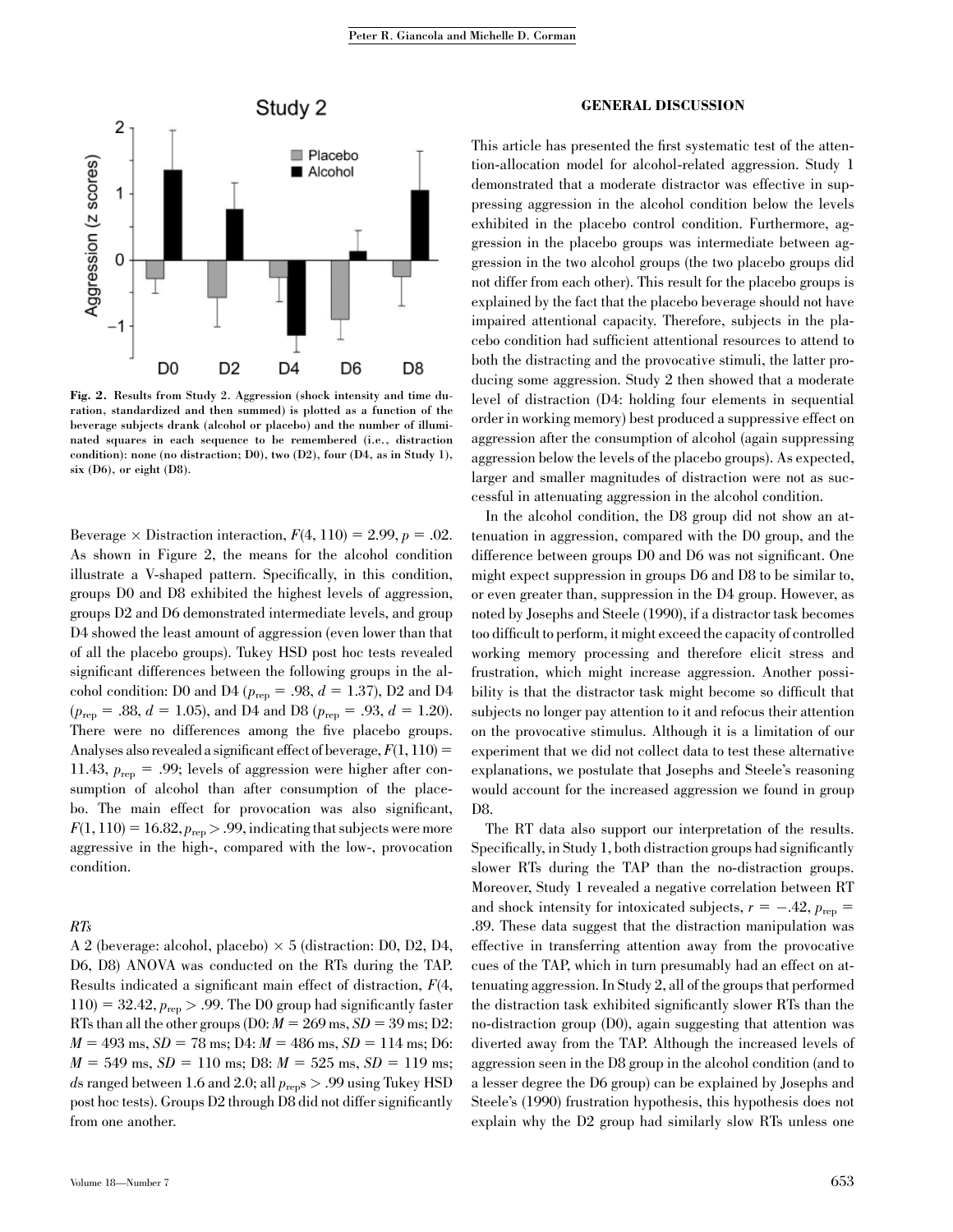Fig. 2. Results from Study 2. Aggression (shock intensity and time duration, standardized and then summed) is plotted as a function of the beverage subjects drank (alcohol or placebo) and the number of illuminated squares in each sequence to be remembered (i.e., distraction condition): none (no distraction; D0), two (D2), four (D4, as in Study 1), six (D6), or eight (D8).

Beverage × Distraction interaction, $F(4, 110) = 2.99$, $p = .02$. As shown in Figure 2, the means for the alcohol condition illustrate a V-shaped pattern. Specifically, in this condition, groups D0 and D8 exhibited the highest levels of aggression, groups D2 and D6 demonstrated intermediate levels, and group D4 showed the least amount of aggression (even lower than that of all the placebo groups). Tukey HSD post hoc tests revealed significant differences between the following groups in the alcohol condition: D0 and D4 ($p_{rep} = .98$, $d = 1.37$), D2 and D4 ($p_{rep} = .88$, $d = 1.05$), and D4 and D8 ($p_{rep} = .93$, $d = 1.20$). There were no differences among the five placebo groups. Analyses also revealed a significant effect of beverage, $F(1, 110) = 11.43$, $p_{rep} = .99$; levels of aggression were higher after consumption of alcohol than after consumption of the placebo. The main effect for provocation was also significant, $F(1, 110) = 16.82$, $p_{rep} > .99$, indicating that subjects were more aggressive in the high-, compared with the low-, provocation condition.

### *RTs*

A 2 (beverage: alcohol, placebo) × 5 (distraction: D0, D2, D4, D6, D8) ANOVA was conducted on the RTs during the TAP. Results indicated a significant main effect of distraction, $F(4, 110) = 32.42$, $p_{rep} > .99$. The D0 group had significantly faster RTs than all the other groups (D0: $M = 269$ ms, $SD = 39$ ms; D2: $M = 493$ ms, $SD = 78$ ms; D4: $M = 486$ ms, $SD = 114$ ms; D6: $M = 549$ ms, $SD = 110$ ms; D8: $M = 525$ ms, $SD = 119$ ms; $d$s ranged between 1.6 and 2.0; all $p_{rep}$s $> .99$ using Tukey HSD post hoc tests). Groups D2 through D8 did not differ significantly from one another.

## GENERAL DISCUSSION

This article has presented the first systematic test of the attention-allocation model for alcohol-related aggression. Study 1 demonstrated that a moderate distractor was effective in suppressing aggression in the alcohol condition below the levels exhibited in the placebo control condition. Furthermore, aggression in the placebo groups was intermediate between aggression in the two alcohol groups (the two placebo groups did not differ from each other). This result for the placebo groups is explained by the fact that the placebo beverage should not have impaired attentional capacity. Therefore, subjects in the placebo condition had sufficient attentional resources to attend to both the distracting and the provocative stimuli, the latter producing some aggression. Study 2 then showed that a moderate level of distraction (D4: holding four elements in sequential order in working memory) best produced a suppressive effect on aggression after the consumption of alcohol (again suppressing aggression below the levels of the placebo groups). As expected, larger and smaller magnitudes of distraction were not as successful in attenuating aggression in the alcohol condition.

In the alcohol condition, the D8 group did not show an attenuation in aggression, compared with the D0 group, and the difference between groups D0 and D6 was not significant. One might expect suppression in groups D6 and D8 to be similar to, or even greater than, suppression in the D4 group. However, as noted by Josephs and Steele (1990), if a distractor task becomes too difficult to perform, it might exceed the capacity of controlled working memory processing and therefore elicit stress and frustration, which might increase aggression. Another possibility is that the distractor task might become so difficult that subjects no longer pay attention to it and refocus their attention on the provocative stimulus. Although it is a limitation of our experiment that we did not collect data to test these alternative explanations, we postulate that Josephs and Steele's reasoning would account for the increased aggression we found in group D8.

The RT data also support our interpretation of the results. Specifically, in Study 1, both distraction groups had significantly slower RTs during the TAP than the no-distraction groups. Moreover, Study 1 revealed a negative correlation between RT and shock intensity for intoxicated subjects, $r = -.42$, $p_{rep} = .89$. These data suggest that the distraction manipulation was effective in transferring attention away from the provocative cues of the TAP, which in turn presumably had an effect on attenuating aggression. In Study 2, all of the groups that performed the distraction task exhibited significantly slower RTs than the no-distraction group (D0), again suggesting that attention was diverted away from the TAP. Although the increased levels of aggression seen in the D8 group in the alcohol condition (and to a lesser degree the D6 group) can be explained by Josephs and Steele's (1990) frustration hypothesis, this hypothesis does not explain why the D2 group had similarly slow RTs unless one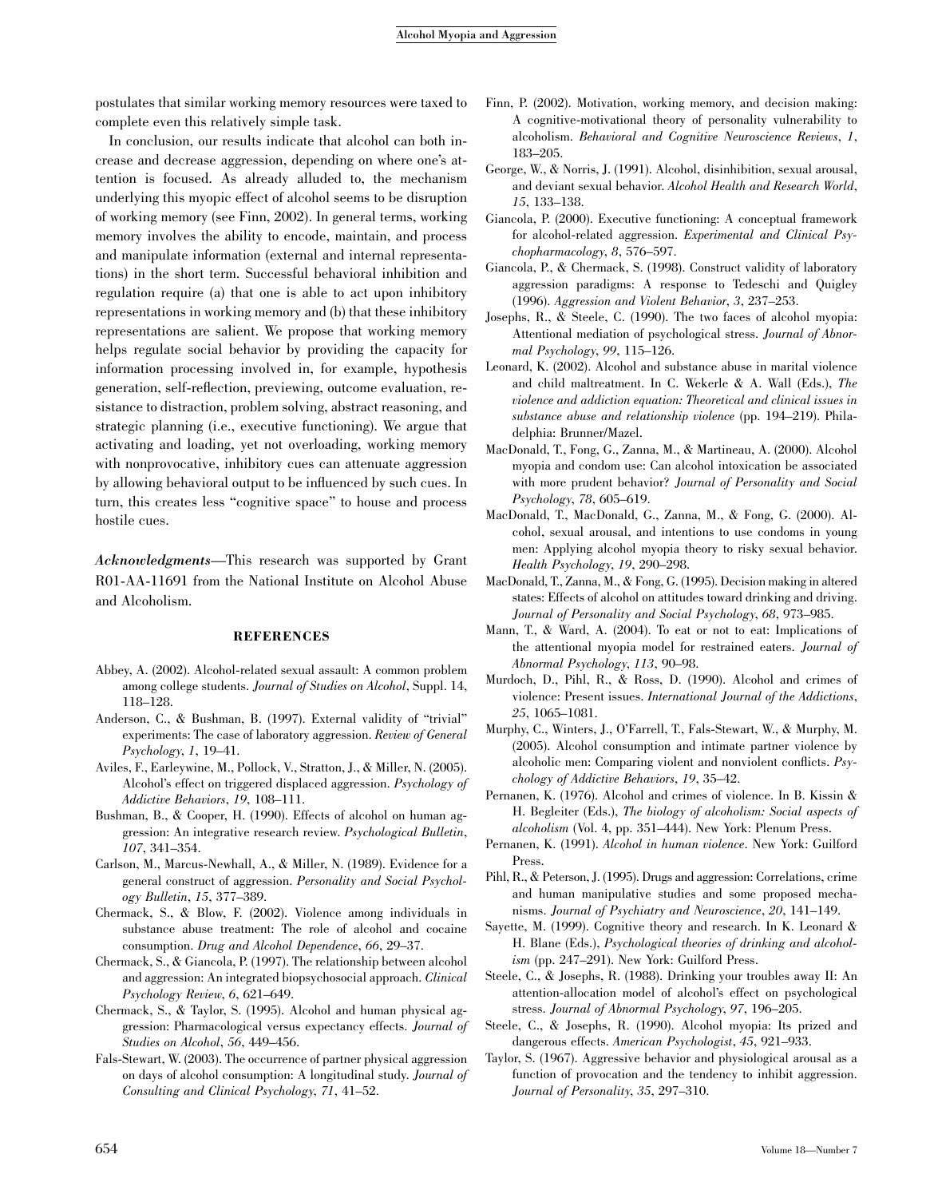postulates that similar working memory resources were taxed to complete even this relatively simple task.

In conclusion, our results indicate that alcohol can both increase and decrease aggression, depending on where one's attention is focused. As already alluded to, the mechanism underlying this myopic effect of alcohol seems to be disruption of working memory (see Finn, 2002). In general terms, working memory involves the ability to encode, maintain, and process and manipulate information (external and internal representations) in the short term. Successful behavioral inhibition and regulation require (a) that one is able to act upon inhibitory representations in working memory and (b) that these inhibitory representations are salient. We propose that working memory helps regulate social behavior by providing the capacity for information processing involved in, for example, hypothesis generation, self-reflection, previewing, outcome evaluation, resistance to distraction, problem solving, abstract reasoning, and strategic planning (i.e., executive functioning). We argue that activating and loading, yet not overloading, working memory with nonprovocative, inhibitory cues can attenuate aggression by allowing behavioral output to be influenced by such cues. In turn, this creates less "cognitive space" to house and process hostile cues.

*Acknowledgments*—This research was supported by Grant R01-AA-11691 from the National Institute on Alcohol Abuse and Alcoholism.

## REFERENCES

Abbey, A. (2002). Alcohol-related sexual assault: A common problem among college students. *Journal of Studies on Alcohol*, Suppl. 14, 118–128.

Anderson, C., & Bushman, B. (1997). External validity of "trivial" experiments: The case of laboratory aggression. *Review of General Psychology*, *1*, 19–41.

Aviles, F., Earleywine, M., Pollock, V., Stratton, J., & Miller, N. (2005). Alcohol's effect on triggered displaced aggression. *Psychology of Addictive Behaviors*, *19*, 108–111.

Bushman, B., & Cooper, H. (1990). Effects of alcohol on human aggression: An integrative research review. *Psychological Bulletin*, *107*, 341–354.

Carlson, M., Marcus-Newhall, A., & Miller, N. (1989). Evidence for a general construct of aggression. *Personality and Social Psychology Bulletin*, *15*, 377–389.

Chermack, S., & Blow, F. (2002). Violence among individuals in substance abuse treatment: The role of alcohol and cocaine consumption. *Drug and Alcohol Dependence*, *66*, 29–37.

Chermack, S., & Giancola, P. (1997). The relationship between alcohol and aggression: An integrated biopsychosocial approach. *Clinical Psychology Review*, *6*, 621–649.

Chermack, S., & Taylor, S. (1995). Alcohol and human physical aggression: Pharmacological versus expectancy effects. *Journal of Studies on Alcohol*, *56*, 449–456.

Fals-Stewart, W. (2003). The occurrence of partner physical aggression on days of alcohol consumption: A longitudinal study. *Journal of Consulting and Clinical Psychology*, *71*, 41–52.

Finn, P. (2002). Motivation, working memory, and decision making: A cognitive-motivational theory of personality vulnerability to alcoholism. *Behavioral and Cognitive Neuroscience Reviews*, *1*, 183–205.

George, W., & Norris, J. (1991). Alcohol, disinhibition, sexual arousal, and deviant sexual behavior. *Alcohol Health and Research World*, *15*, 133–138.

Giancola, P. (2000). Executive functioning: A conceptual framework for alcohol-related aggression. *Experimental and Clinical Psychopharmacology*, *8*, 576–597.

Giancola, P., & Chermack, S. (1998). Construct validity of laboratory aggression paradigms: A response to Tedeschi and Quigley (1996). *Aggression and Violent Behavior*, *3*, 237–253.

Josephs, R., & Steele, C. (1990). The two faces of alcohol myopia: Attentional mediation of psychological stress. *Journal of Abnormal Psychology*, *99*, 115–126.

Leonard, K. (2002). Alcohol and substance abuse in marital violence and child maltreatment. In C. Wekerle & A. Wall (Eds.), *The violence and addiction equation: Theoretical and clinical issues in substance abuse and relationship violence* (pp. 194–219). Philadelphia: Brunner/Mazel.

MacDonald, T., Fong, G., Zanna, M., & Martineau, A. (2000). Alcohol myopia and condom use: Can alcohol intoxication be associated with more prudent behavior? *Journal of Personality and Social Psychology*, *78*, 605–619.

MacDonald, T., MacDonald, G., Zanna, M., & Fong, G. (2000). Alcohol, sexual arousal, and intentions to use condoms in young men: Applying alcohol myopia theory to risky sexual behavior. *Health Psychology*, *19*, 290–298.

MacDonald, T., Zanna, M., & Fong, G. (1995). Decision making in altered states: Effects of alcohol on attitudes toward drinking and driving. *Journal of Personality and Social Psychology*, *68*, 973–985.

Mann, T., & Ward, A. (2004). To eat or not to eat: Implications of the attentional myopia model for restrained eaters. *Journal of Abnormal Psychology*, *113*, 90–98.

Murdoch, D., Pihl, R., & Ross, D. (1990). Alcohol and crimes of violence: Present issues. *International Journal of the Addictions*, *25*, 1065–1081.

Murphy, C., Winters, J., O'Farrell, T., Fals-Stewart, W., & Murphy, M. (2005). Alcohol consumption and intimate partner violence by alcoholic men: Comparing violent and nonviolent conflicts. *Psychology of Addictive Behaviors*, *19*, 35–42.

Pernanen, K. (1976). Alcohol and crimes of violence. In B. Kissin & H. Begleiter (Eds.), *The biology of alcoholism: Social aspects of alcoholism* (Vol. 4, pp. 351–444). New York: Plenum Press.

Pernanen, K. (1991). *Alcohol in human violence*. New York: Guilford Press.

Pihl, R., & Peterson, J. (1995). Drugs and aggression: Correlations, crime and human manipulative studies and some proposed mechanisms. *Journal of Psychiatry and Neuroscience*, *20*, 141–149.

Sayette, M. (1999). Cognitive theory and research. In K. Leonard & H. Blane (Eds.), *Psychological theories of drinking and alcoholism* (pp. 247–291). New York: Guilford Press.

Steele, C., & Josephs, R. (1988). Drinking your troubles away II: An attention-allocation model of alcohol's effect on psychological stress. *Journal of Abnormal Psychology*, *97*, 196–205.

Steele, C., & Josephs, R. (1990). Alcohol myopia: Its prized and dangerous effects. *American Psychologist*, *45*, 921–933.

Taylor, S. (1967). Aggressive behavior and physiological arousal as a function of provocation and the tendency to inhibit aggression. *Journal of Personality*, *35*, 297–310.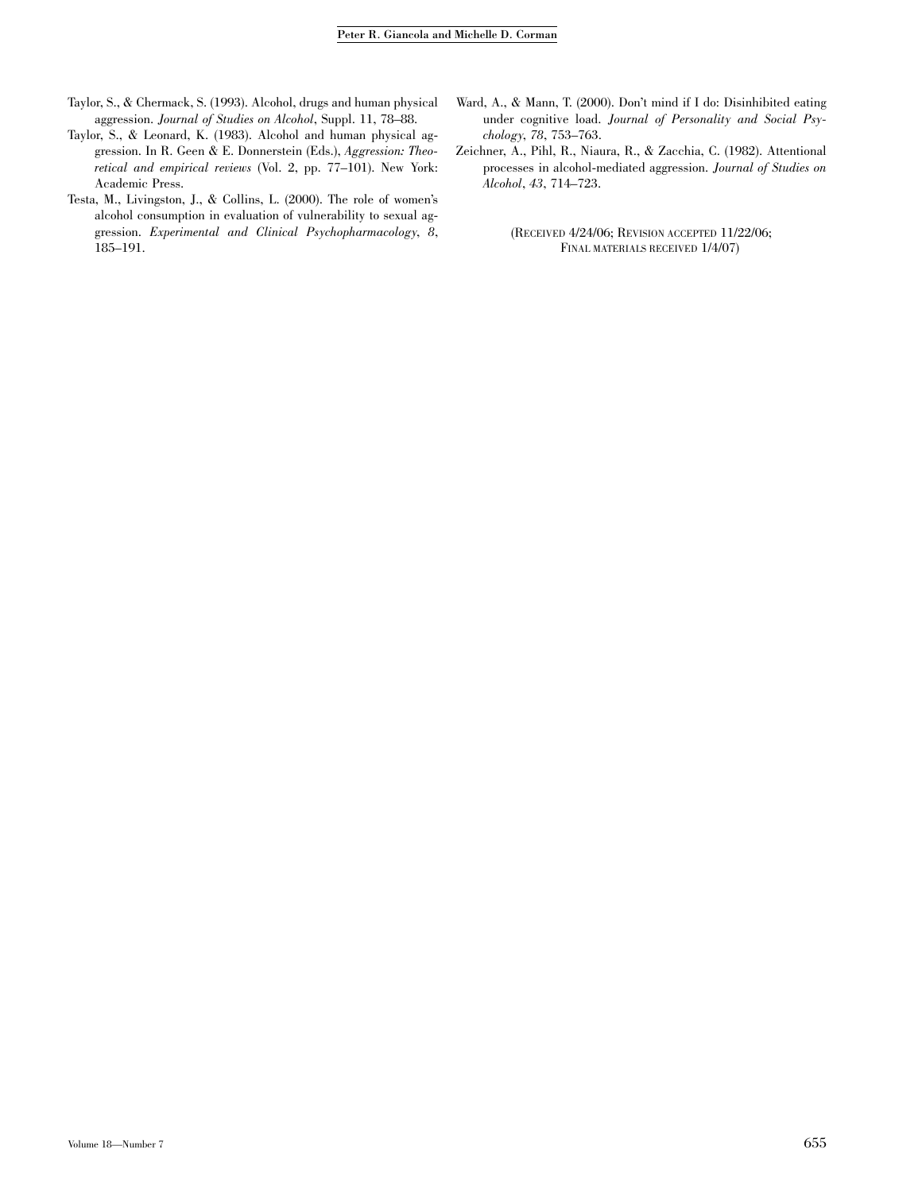Taylor, S., & Chermack, S. (1993). Alcohol, drugs and human physical aggression. *Journal of Studies on Alcohol*, Suppl. 11, 78–88.

Taylor, S., & Leonard, K. (1983). Alcohol and human physical aggression. In R. Geen & E. Donnerstein (Eds.), *Aggression: Theoretical and empirical reviews* (Vol. 2, pp. 77–101). New York: Academic Press.

Testa, M., Livingston, J., & Collins, L. (2000). The role of women's alcohol consumption in evaluation of vulnerability to sexual aggression. *Experimental and Clinical Psychopharmacology*, *8*, 185–191.

Ward, A., & Mann, T. (2000). Don't mind if I do: Disinhibited eating under cognitive load. *Journal of Personality and Social Psychology*, *78*, 753–763.

Zeichner, A., Pihl, R., Niaura, R., & Zacchia, C. (1982). Attentional processes in alcohol-mediated aggression. *Journal of Studies on Alcohol*, *43*, 714–723.

(Received 4/24/06; Revision accepted 11/22/06; Final materials received 1/4/07)